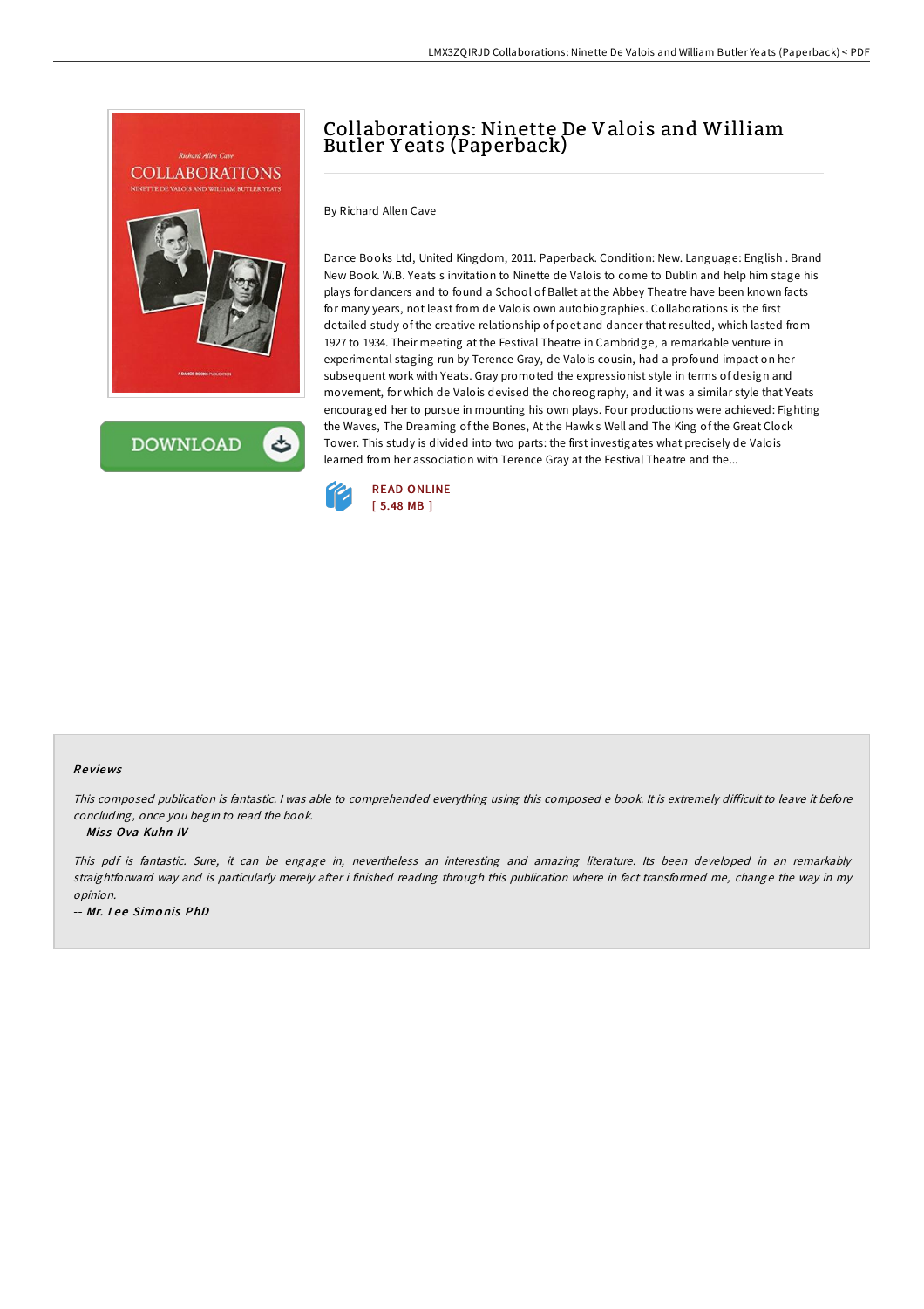# Collaborations: Ninette De Valois and William Butler Yeats (Paperback)

By Richard Allen Cave

Dance Books Ltd, United Kingdom, 2011. Paperback. Condition: New. Language: English . Brand New Book. W.B. Yeats s invitation to Ninette de Valois to come to Dublin and help him stage his plays for dancers and to found a School of Ballet at the Abbey Theatre have been known facts for many years, not least from de Valois own autobiographies. Collaborations is the first detailed study of the creative relationship of poet and dancer that resulted, which lasted from 1927 to 1934. Their meeting at the Festival Theatre in Cambridge, a remarkable venture in experimental staging run by Terence Gray, de Valois cousin, had a profound impact on her subsequent work with Yeats. Gray promoted the expressionist style in terms of design and movement, for which de Valois devised the choreography, and it was a similar style that Yeats encouraged her to pursue in mounting his own plays. Four productions were achieved: Fighting the Waves, The Dreaming of the Bones, At the Hawk s Well and The King of the Great Clock Tower. This study is divided into two parts: the first investigates what precisely de Valois learned from her association with Terence Gray at the Festival Theatre and the...

READ ONLINE
[ 5.48 MB ]

### Reviews

*This composed publication is fantastic. I was able to comprehended everything using this composed e book. It is extremely difficult to leave it before concluding, once you begin to read the book.*

-- ***Miss Ova Kuhn IV***

*This pdf is fantastic. Sure, it can be engage in, nevertheless an interesting and amazing literature. Its been developed in an remarkably straightforward way and is particularly merely after i finished reading through this publication where in fact transformed me, change the way in my opinion.*

-- ***Mr. Lee Simonis PhD***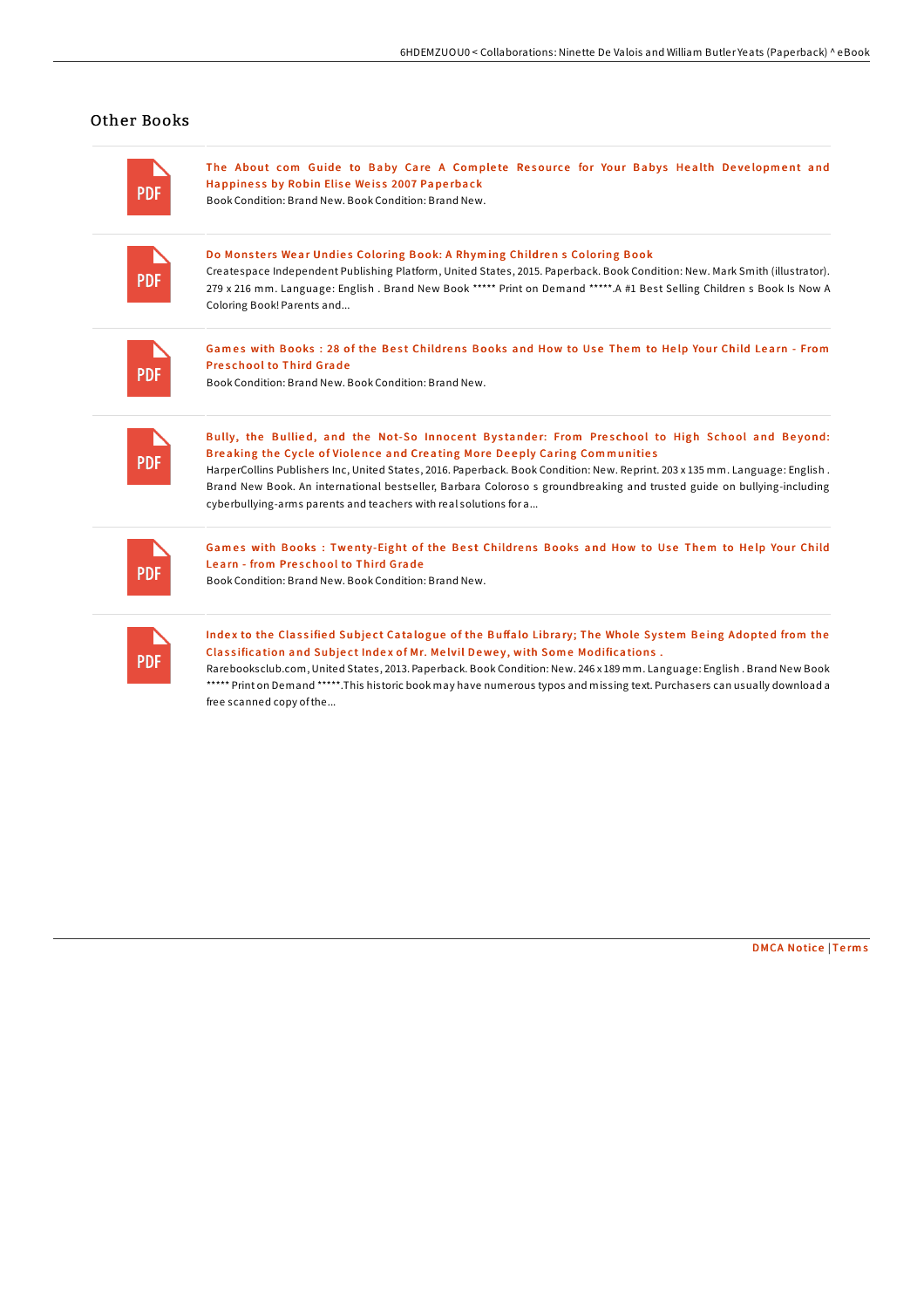## Other Books

**The About com Guide to Baby Care A Complete Resource for Your Babys Health Development and Happiness by Robin Elise Weiss 2007 Paperback**

Book Condition: Brand New. Book Condition: Brand New.

**Do Monsters Wear Undies Coloring Book: A Rhyming Children s Coloring Book**

Createspace Independent Publishing Platform, United States, 2015. Paperback. Book Condition: New. Mark Smith (illustrator). 279 x 216 mm. Language: English . Brand New Book ***** Print on Demand *****.A #1 Best Selling Children s Book Is Now A Coloring Book! Parents and...

**Games with Books : 28 of the Best Childrens Books and How to Use Them to Help Your Child Learn - From Preschool to Third Grade**

Book Condition: Brand New. Book Condition: Brand New.

**Bully, the Bullied, and the Not-So Innocent Bystander: From Preschool to High School and Beyond: Breaking the Cycle of Violence and Creating More Deeply Caring Communities**

HarperCollins Publishers Inc, United States, 2016. Paperback. Book Condition: New. Reprint. 203 x 135 mm. Language: English . Brand New Book. An international bestseller, Barbara Coloroso s groundbreaking and trusted guide on bullying-including cyberbullying-arms parents and teachers with real solutions for a...

**Games with Books : Twenty-Eight of the Best Childrens Books and How to Use Them to Help Your Child Learn - from Preschool to Third Grade**

Book Condition: Brand New. Book Condition: Brand New.

**Index to the Classified Subject Catalogue of the Buffalo Library; The Whole System Being Adopted from the Classification and Subject Index of Mr. Melvil Dewey, with Some Modifications .**

Rarebooksclub.com, United States, 2013. Paperback. Book Condition: New. 246 x 189 mm. Language: English . Brand New Book ***** Print on Demand *****.This historic book may have numerous typos and missing text. Purchasers can usually download a free scanned copy of the...